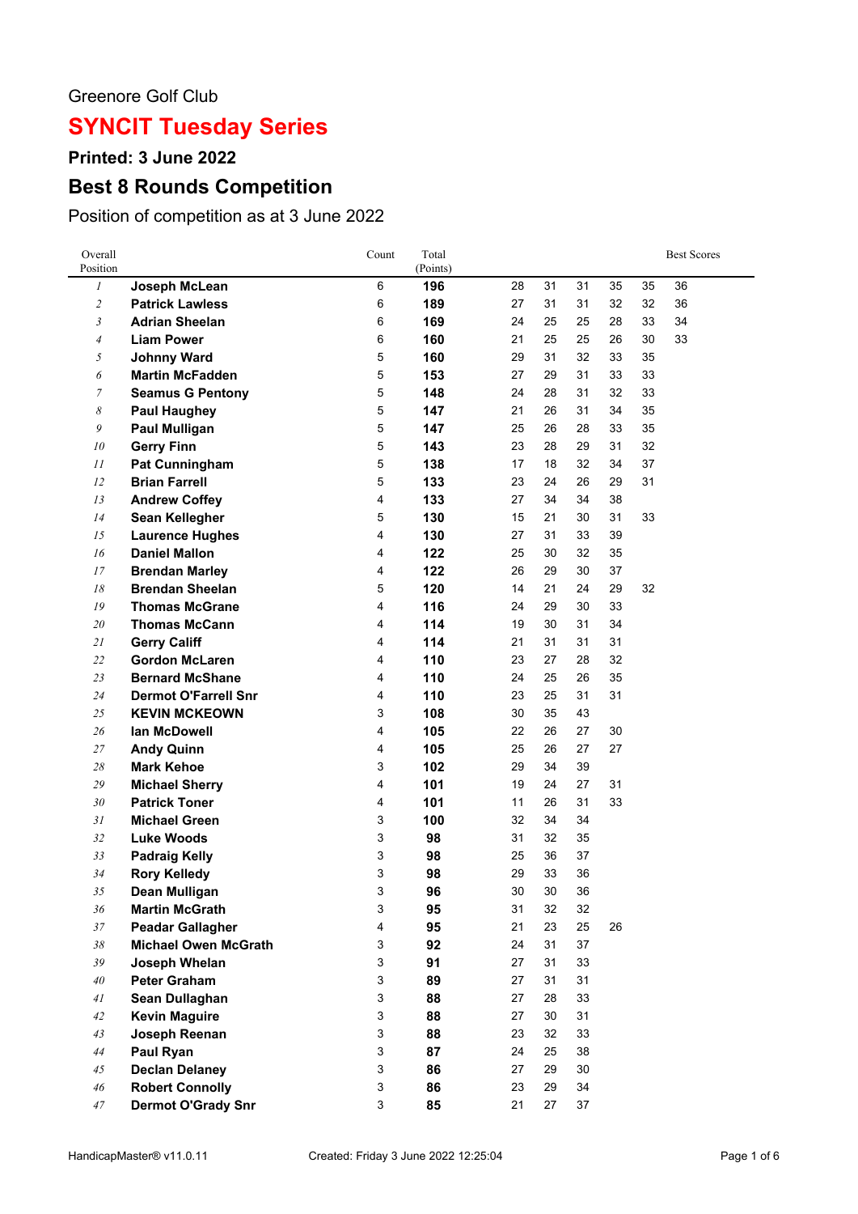Greenore Golf Club

# SYNCIT Tuesday Series

### Printed: 3 June 2022

## Best 8 Rounds Competition

Position of competition as at 3 June 2022

| Overall Position | | Count | Total (Points) | Best Scores | | | | | |
|---|---|---|---|---|---|---|---|---|---|
| 1 | **Joseph McLean** | 6 | **196** | 28 | 31 | 31 | 35 | 35 | 36 |
| 2 | **Patrick Lawless** | 6 | **189** | 27 | 31 | 31 | 32 | 32 | 36 |
| 3 | **Adrian Sheelan** | 6 | **169** | 24 | 25 | 25 | 28 | 33 | 34 |
| 4 | **Liam Power** | 6 | **160** | 21 | 25 | 25 | 26 | 30 | 33 |
| 5 | **Johnny Ward** | 5 | **160** | 29 | 31 | 32 | 33 | 35 | |
| 6 | **Martin McFadden** | 5 | **153** | 27 | 29 | 31 | 33 | 33 | |
| 7 | **Seamus G Pentony** | 5 | **148** | 24 | 28 | 31 | 32 | 33 | |
| 8 | **Paul Haughey** | 5 | **147** | 21 | 26 | 31 | 34 | 35 | |
| 9 | **Paul Mulligan** | 5 | **147** | 25 | 26 | 28 | 33 | 35 | |
| 10 | **Gerry Finn** | 5 | **143** | 23 | 28 | 29 | 31 | 32 | |
| 11 | **Pat Cunningham** | 5 | **138** | 17 | 18 | 32 | 34 | 37 | |
| 12 | **Brian Farrell** | 5 | **133** | 23 | 24 | 26 | 29 | 31 | |
| 13 | **Andrew Coffey** | 4 | **133** | 27 | 34 | 34 | 38 | | |
| 14 | **Sean Kellegher** | 5 | **130** | 15 | 21 | 30 | 31 | 33 | |
| 15 | **Laurence Hughes** | 4 | **130** | 27 | 31 | 33 | 39 | | |
| 16 | **Daniel Mallon** | 4 | **122** | 25 | 30 | 32 | 35 | | |
| 17 | **Brendan Marley** | 4 | **122** | 26 | 29 | 30 | 37 | | |
| 18 | **Brendan Sheelan** | 5 | **120** | 14 | 21 | 24 | 29 | 32 | |
| 19 | **Thomas McGrane** | 4 | **116** | 24 | 29 | 30 | 33 | | |
| 20 | **Thomas McCann** | 4 | **114** | 19 | 30 | 31 | 34 | | |
| 21 | **Gerry Califf** | 4 | **114** | 21 | 31 | 31 | 31 | | |
| 22 | **Gordon McLaren** | 4 | **110** | 23 | 27 | 28 | 32 | | |
| 23 | **Bernard McShane** | 4 | **110** | 24 | 25 | 26 | 35 | | |
| 24 | **Dermot O'Farrell Snr** | 4 | **110** | 23 | 25 | 31 | 31 | | |
| 25 | **KEVIN MCKEOWN** | 3 | **108** | 30 | 35 | 43 | | | |
| 26 | **Ian McDowell** | 4 | **105** | 22 | 26 | 27 | 30 | | |
| 27 | **Andy Quinn** | 4 | **105** | 25 | 26 | 27 | 27 | | |
| 28 | **Mark Kehoe** | 3 | **102** | 29 | 34 | 39 | | | |
| 29 | **Michael Sherry** | 4 | **101** | 19 | 24 | 27 | 31 | | |
| 30 | **Patrick Toner** | 4 | **101** | 11 | 26 | 31 | 33 | | |
| 31 | **Michael Green** | 3 | **100** | 32 | 34 | 34 | | | |
| 32 | **Luke Woods** | 3 | **98** | 31 | 32 | 35 | | | |
| 33 | **Padraig Kelly** | 3 | **98** | 25 | 36 | 37 | | | |
| 34 | **Rory Kelledy** | 3 | **98** | 29 | 33 | 36 | | | |
| 35 | **Dean Mulligan** | 3 | **96** | 30 | 30 | 36 | | | |
| 36 | **Martin McGrath** | 3 | **95** | 31 | 32 | 32 | | | |
| 37 | **Peadar Gallagher** | 4 | **95** | 21 | 23 | 25 | 26 | | |
| 38 | **Michael Owen McGrath** | 3 | **92** | 24 | 31 | 37 | | | |
| 39 | **Joseph Whelan** | 3 | **91** | 27 | 31 | 33 | | | |
| 40 | **Peter Graham** | 3 | **89** | 27 | 31 | 31 | | | |
| 41 | **Sean Dullaghan** | 3 | **88** | 27 | 28 | 33 | | | |
| 42 | **Kevin Maguire** | 3 | **88** | 27 | 30 | 31 | | | |
| 43 | **Joseph Reenan** | 3 | **88** | 23 | 32 | 33 | | | |
| 44 | **Paul Ryan** | 3 | **87** | 24 | 25 | 38 | | | |
| 45 | **Declan Delaney** | 3 | **86** | 27 | 29 | 30 | | | |
| 46 | **Robert Connolly** | 3 | **86** | 23 | 29 | 34 | | | |
| 47 | **Dermot O'Grady Snr** | 3 | **85** | 21 | 27 | 37 | | | |

HandicapMaster® v11.0.11 Created: Friday 3 June 2022 12:25:04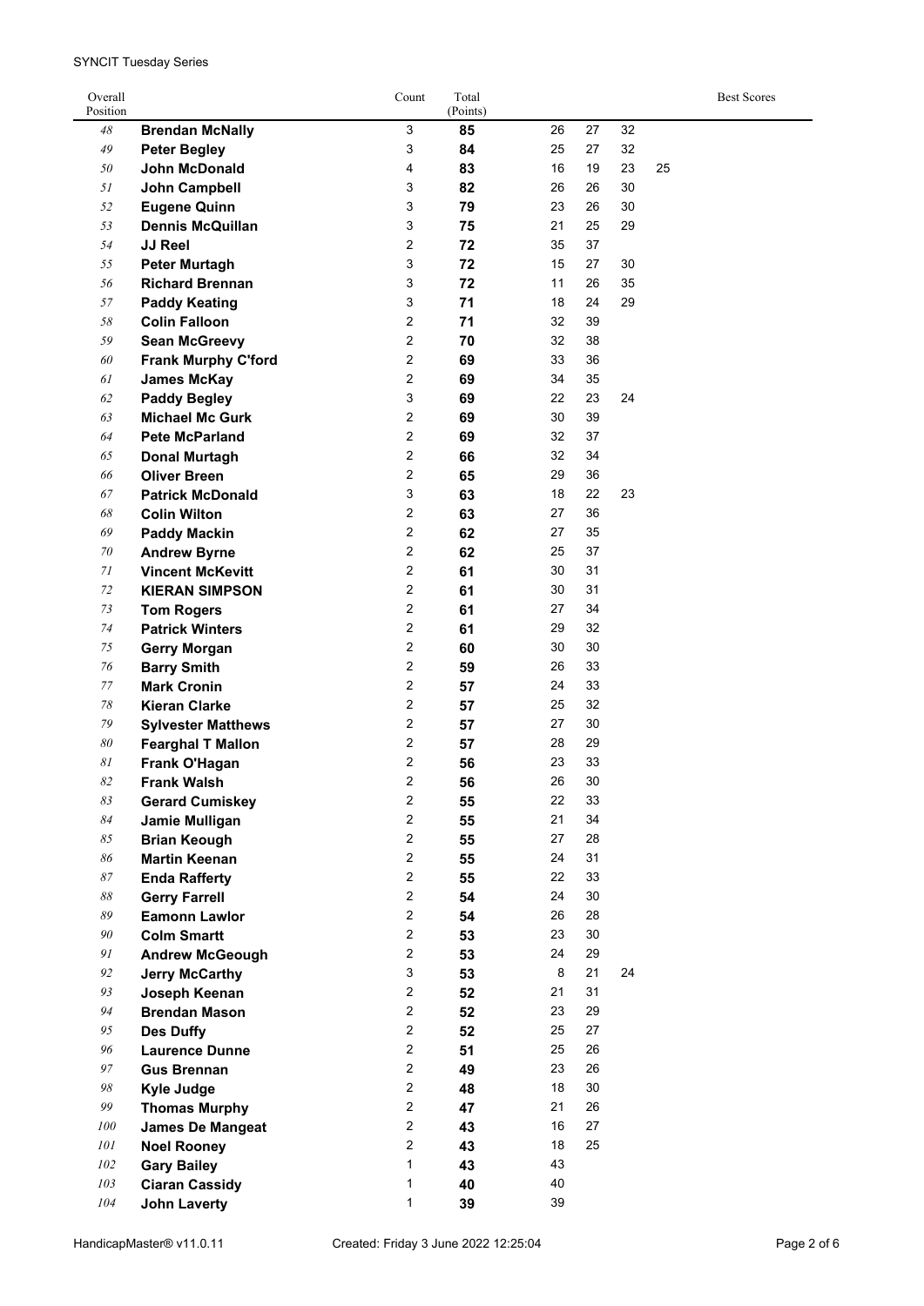SYNCIT Tuesday Series

| Overall Position | | Count | Total (Points) | Best Scores | | | |
|---|---|---|---|---|---|---|---|
| 48 | **Brendan McNally** | 3 | **85** | 26 | 27 | 32 | |
| 49 | **Peter Begley** | 3 | **84** | 25 | 27 | 32 | |
| 50 | **John McDonald** | 4 | **83** | 16 | 19 | 23 | 25 |
| 51 | **John Campbell** | 3 | **82** | 26 | 26 | 30 | |
| 52 | **Eugene Quinn** | 3 | **79** | 23 | 26 | 30 | |
| 53 | **Dennis McQuillan** | 3 | **75** | 21 | 25 | 29 | |
| 54 | **JJ Reel** | 2 | **72** | 35 | 37 | | |
| 55 | **Peter Murtagh** | 3 | **72** | 15 | 27 | 30 | |
| 56 | **Richard Brennan** | 3 | **72** | 11 | 26 | 35 | |
| 57 | **Paddy Keating** | 3 | **71** | 18 | 24 | 29 | |
| 58 | **Colin Falloon** | 2 | **71** | 32 | 39 | | |
| 59 | **Sean McGreevy** | 2 | **70** | 32 | 38 | | |
| 60 | **Frank Murphy C'ford** | 2 | **69** | 33 | 36 | | |
| 61 | **James McKay** | 2 | **69** | 34 | 35 | | |
| 62 | **Paddy Begley** | 3 | **69** | 22 | 23 | 24 | |
| 63 | **Michael Mc Gurk** | 2 | **69** | 30 | 39 | | |
| 64 | **Pete McParland** | 2 | **69** | 32 | 37 | | |
| 65 | **Donal Murtagh** | 2 | **66** | 32 | 34 | | |
| 66 | **Oliver Breen** | 2 | **65** | 29 | 36 | | |
| 67 | **Patrick McDonald** | 3 | **63** | 18 | 22 | 23 | |
| 68 | **Colin Wilton** | 2 | **63** | 27 | 36 | | |
| 69 | **Paddy Mackin** | 2 | **62** | 27 | 35 | | |
| 70 | **Andrew Byrne** | 2 | **62** | 25 | 37 | | |
| 71 | **Vincent McKevitt** | 2 | **61** | 30 | 31 | | |
| 72 | **KIERAN SIMPSON** | 2 | **61** | 30 | 31 | | |
| 73 | **Tom Rogers** | 2 | **61** | 27 | 34 | | |
| 74 | **Patrick Winters** | 2 | **61** | 29 | 32 | | |
| 75 | **Gerry Morgan** | 2 | **60** | 30 | 30 | | |
| 76 | **Barry Smith** | 2 | **59** | 26 | 33 | | |
| 77 | **Mark Cronin** | 2 | **57** | 24 | 33 | | |
| 78 | **Kieran Clarke** | 2 | **57** | 25 | 32 | | |
| 79 | **Sylvester Matthews** | 2 | **57** | 27 | 30 | | |
| 80 | **Fearghal T Mallon** | 2 | **57** | 28 | 29 | | |
| 81 | **Frank O'Hagan** | 2 | **56** | 23 | 33 | | |
| 82 | **Frank Walsh** | 2 | **56** | 26 | 30 | | |
| 83 | **Gerard Cumiskey** | 2 | **55** | 22 | 33 | | |
| 84 | **Jamie Mulligan** | 2 | **55** | 21 | 34 | | |
| 85 | **Brian Keough** | 2 | **55** | 27 | 28 | | |
| 86 | **Martin Keenan** | 2 | **55** | 24 | 31 | | |
| 87 | **Enda Rafferty** | 2 | **55** | 22 | 33 | | |
| 88 | **Gerry Farrell** | 2 | **54** | 24 | 30 | | |
| 89 | **Eamonn Lawlor** | 2 | **54** | 26 | 28 | | |
| 90 | **Colm Smartt** | 2 | **53** | 23 | 30 | | |
| 91 | **Andrew McGeough** | 2 | **53** | 24 | 29 | | |
| 92 | **Jerry McCarthy** | 3 | **53** | 8 | 21 | 24 | |
| 93 | **Joseph Keenan** | 2 | **52** | 21 | 31 | | |
| 94 | **Brendan Mason** | 2 | **52** | 23 | 29 | | |
| 95 | **Des Duffy** | 2 | **52** | 25 | 27 | | |
| 96 | **Laurence Dunne** | 2 | **51** | 25 | 26 | | |
| 97 | **Gus Brennan** | 2 | **49** | 23 | 26 | | |
| 98 | **Kyle Judge** | 2 | **48** | 18 | 30 | | |
| 99 | **Thomas Murphy** | 2 | **47** | 21 | 26 | | |
| 100 | **James De Mangeat** | 2 | **43** | 16 | 27 | | |
| 101 | **Noel Rooney** | 2 | **43** | 18 | 25 | | |
| 102 | **Gary Bailey** | 1 | **43** | 43 | | | |
| 103 | **Ciaran Cassidy** | 1 | **40** | 40 | | | |
| 104 | **John Laverty** | 1 | **39** | 39 | | | |

HandicapMaster® v11.0.11 Created: Friday 3 June 2022 12:25:04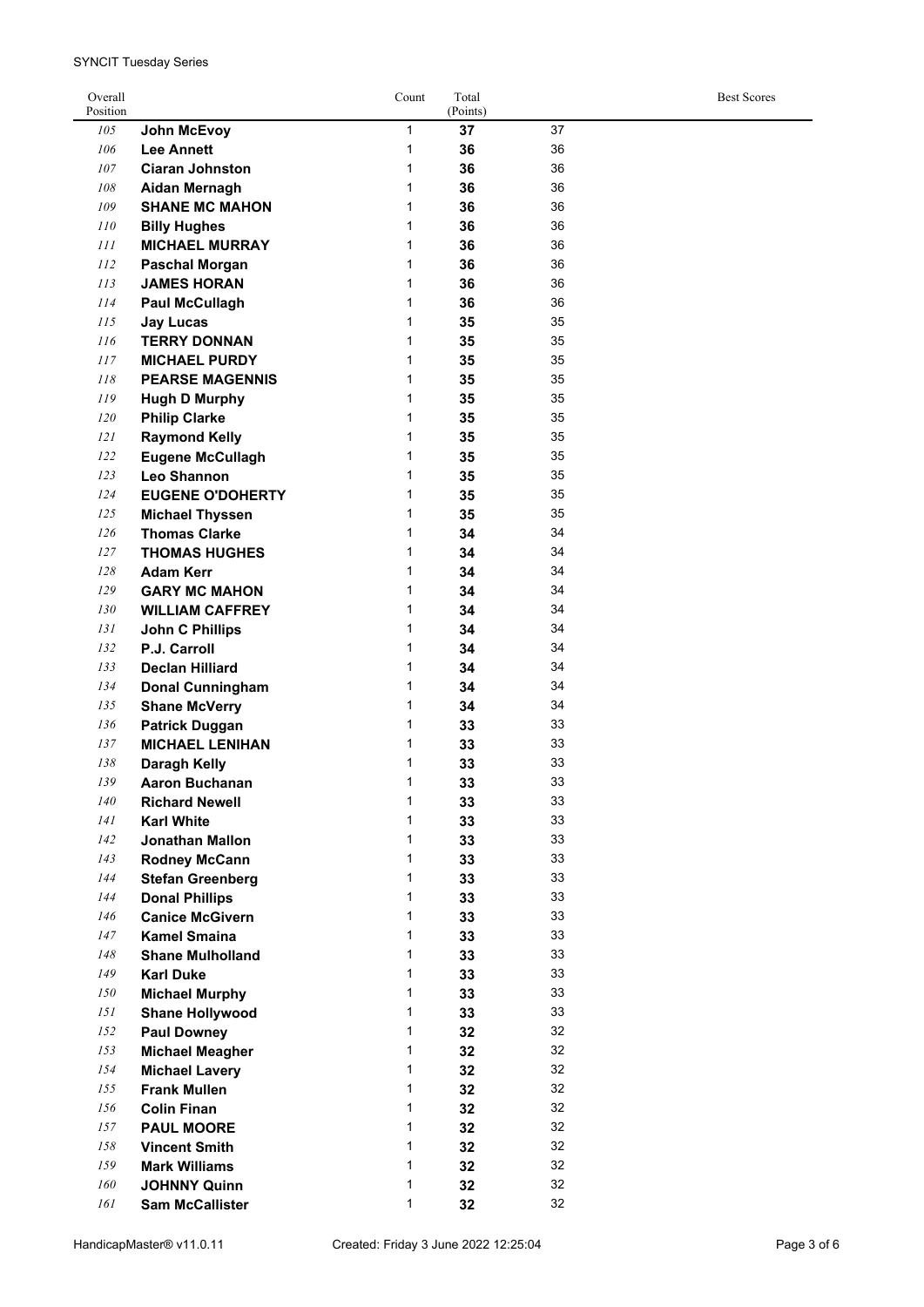SYNCIT Tuesday Series

| Overall Position | | Count | Total (Points) | Best Scores |
|---|---|---|---|---|
| 105 | **John McEvoy** | 1 | **37** | 37 |
| 106 | **Lee Annett** | 1 | **36** | 36 |
| 107 | **Ciaran Johnston** | 1 | **36** | 36 |
| 108 | **Aidan Mernagh** | 1 | **36** | 36 |
| 109 | **SHANE MC MAHON** | 1 | **36** | 36 |
| 110 | **Billy Hughes** | 1 | **36** | 36 |
| 111 | **MICHAEL MURRAY** | 1 | **36** | 36 |
| 112 | **Paschal Morgan** | 1 | **36** | 36 |
| 113 | **JAMES HORAN** | 1 | **36** | 36 |
| 114 | **Paul McCullagh** | 1 | **36** | 36 |
| 115 | **Jay Lucas** | 1 | **35** | 35 |
| 116 | **TERRY DONNAN** | 1 | **35** | 35 |
| 117 | **MICHAEL PURDY** | 1 | **35** | 35 |
| 118 | **PEARSE MAGENNIS** | 1 | **35** | 35 |
| 119 | **Hugh D Murphy** | 1 | **35** | 35 |
| 120 | **Philip Clarke** | 1 | **35** | 35 |
| 121 | **Raymond Kelly** | 1 | **35** | 35 |
| 122 | **Eugene McCullagh** | 1 | **35** | 35 |
| 123 | **Leo Shannon** | 1 | **35** | 35 |
| 124 | **EUGENE O'DOHERTY** | 1 | **35** | 35 |
| 125 | **Michael Thyssen** | 1 | **35** | 35 |
| 126 | **Thomas Clarke** | 1 | **34** | 34 |
| 127 | **THOMAS HUGHES** | 1 | **34** | 34 |
| 128 | **Adam Kerr** | 1 | **34** | 34 |
| 129 | **GARY MC MAHON** | 1 | **34** | 34 |
| 130 | **WILLIAM CAFFREY** | 1 | **34** | 34 |
| 131 | **John C Phillips** | 1 | **34** | 34 |
| 132 | **P.J. Carroll** | 1 | **34** | 34 |
| 133 | **Declan Hilliard** | 1 | **34** | 34 |
| 134 | **Donal Cunningham** | 1 | **34** | 34 |
| 135 | **Shane McVerry** | 1 | **34** | 34 |
| 136 | **Patrick Duggan** | 1 | **33** | 33 |
| 137 | **MICHAEL LENIHAN** | 1 | **33** | 33 |
| 138 | **Daragh Kelly** | 1 | **33** | 33 |
| 139 | **Aaron Buchanan** | 1 | **33** | 33 |
| 140 | **Richard Newell** | 1 | **33** | 33 |
| 141 | **Karl White** | 1 | **33** | 33 |
| 142 | **Jonathan Mallon** | 1 | **33** | 33 |
| 143 | **Rodney McCann** | 1 | **33** | 33 |
| 144 | **Stefan Greenberg** | 1 | **33** | 33 |
| 144 | **Donal Phillips** | 1 | **33** | 33 |
| 146 | **Canice McGivern** | 1 | **33** | 33 |
| 147 | **Kamel Smaina** | 1 | **33** | 33 |
| 148 | **Shane Mulholland** | 1 | **33** | 33 |
| 149 | **Karl Duke** | 1 | **33** | 33 |
| 150 | **Michael Murphy** | 1 | **33** | 33 |
| 151 | **Shane Hollywood** | 1 | **33** | 33 |
| 152 | **Paul Downey** | 1 | **32** | 32 |
| 153 | **Michael Meagher** | 1 | **32** | 32 |
| 154 | **Michael Lavery** | 1 | **32** | 32 |
| 155 | **Frank Mullen** | 1 | **32** | 32 |
| 156 | **Colin Finan** | 1 | **32** | 32 |
| 157 | **PAUL MOORE** | 1 | **32** | 32 |
| 158 | **Vincent Smith** | 1 | **32** | 32 |
| 159 | **Mark Williams** | 1 | **32** | 32 |
| 160 | **JOHNNY Quinn** | 1 | **32** | 32 |
| 161 | **Sam McCallister** | 1 | **32** | 32 |

HandicapMaster® v11.0.11 Created: Friday 3 June 2022 12:25:04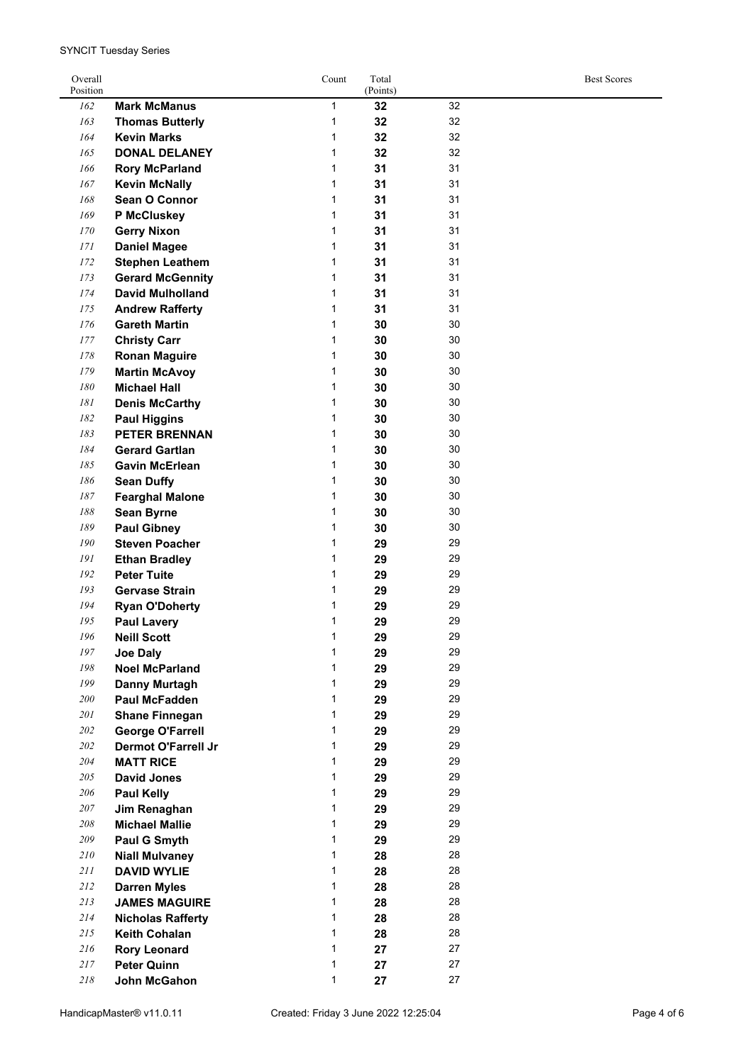SYNCIT Tuesday Series

| Overall Position | | Count | Total (Points) | Best Scores |
|---|---|---|---|---|
| 162 | **Mark McManus** | 1 | **32** | 32 |
| 163 | **Thomas Butterly** | 1 | **32** | 32 |
| 164 | **Kevin Marks** | 1 | **32** | 32 |
| 165 | **DONAL DELANEY** | 1 | **32** | 32 |
| 166 | **Rory McParland** | 1 | **31** | 31 |
| 167 | **Kevin McNally** | 1 | **31** | 31 |
| 168 | **Sean O Connor** | 1 | **31** | 31 |
| 169 | **P McCluskey** | 1 | **31** | 31 |
| 170 | **Gerry Nixon** | 1 | **31** | 31 |
| 171 | **Daniel Magee** | 1 | **31** | 31 |
| 172 | **Stephen Leathem** | 1 | **31** | 31 |
| 173 | **Gerard McGennity** | 1 | **31** | 31 |
| 174 | **David Mulholland** | 1 | **31** | 31 |
| 175 | **Andrew Rafferty** | 1 | **31** | 31 |
| 176 | **Gareth Martin** | 1 | **30** | 30 |
| 177 | **Christy Carr** | 1 | **30** | 30 |
| 178 | **Ronan Maguire** | 1 | **30** | 30 |
| 179 | **Martin McAvoy** | 1 | **30** | 30 |
| 180 | **Michael Hall** | 1 | **30** | 30 |
| 181 | **Denis McCarthy** | 1 | **30** | 30 |
| 182 | **Paul Higgins** | 1 | **30** | 30 |
| 183 | **PETER BRENNAN** | 1 | **30** | 30 |
| 184 | **Gerard Gartlan** | 1 | **30** | 30 |
| 185 | **Gavin McErlean** | 1 | **30** | 30 |
| 186 | **Sean Duffy** | 1 | **30** | 30 |
| 187 | **Fearghal Malone** | 1 | **30** | 30 |
| 188 | **Sean Byrne** | 1 | **30** | 30 |
| 189 | **Paul Gibney** | 1 | **30** | 30 |
| 190 | **Steven Poacher** | 1 | **29** | 29 |
| 191 | **Ethan Bradley** | 1 | **29** | 29 |
| 192 | **Peter Tuite** | 1 | **29** | 29 |
| 193 | **Gervase Strain** | 1 | **29** | 29 |
| 194 | **Ryan O'Doherty** | 1 | **29** | 29 |
| 195 | **Paul Lavery** | 1 | **29** | 29 |
| 196 | **Neill Scott** | 1 | **29** | 29 |
| 197 | **Joe Daly** | 1 | **29** | 29 |
| 198 | **Noel McParland** | 1 | **29** | 29 |
| 199 | **Danny Murtagh** | 1 | **29** | 29 |
| 200 | **Paul McFadden** | 1 | **29** | 29 |
| 201 | **Shane Finnegan** | 1 | **29** | 29 |
| 202 | **George O'Farrell** | 1 | **29** | 29 |
| 202 | **Dermot O'Farrell Jr** | 1 | **29** | 29 |
| 204 | **MATT RICE** | 1 | **29** | 29 |
| 205 | **David Jones** | 1 | **29** | 29 |
| 206 | **Paul Kelly** | 1 | **29** | 29 |
| 207 | **Jim Renaghan** | 1 | **29** | 29 |
| 208 | **Michael Mallie** | 1 | **29** | 29 |
| 209 | **Paul G Smyth** | 1 | **29** | 29 |
| 210 | **Niall Mulvaney** | 1 | **28** | 28 |
| 211 | **DAVID WYLIE** | 1 | **28** | 28 |
| 212 | **Darren Myles** | 1 | **28** | 28 |
| 213 | **JAMES MAGUIRE** | 1 | **28** | 28 |
| 214 | **Nicholas Rafferty** | 1 | **28** | 28 |
| 215 | **Keith Cohalan** | 1 | **28** | 28 |
| 216 | **Rory Leonard** | 1 | **27** | 27 |
| 217 | **Peter Quinn** | 1 | **27** | 27 |
| 218 | **John McGahon** | 1 | **27** | 27 |

HandicapMaster® v11.0.11 Created: Friday 3 June 2022 12:25:04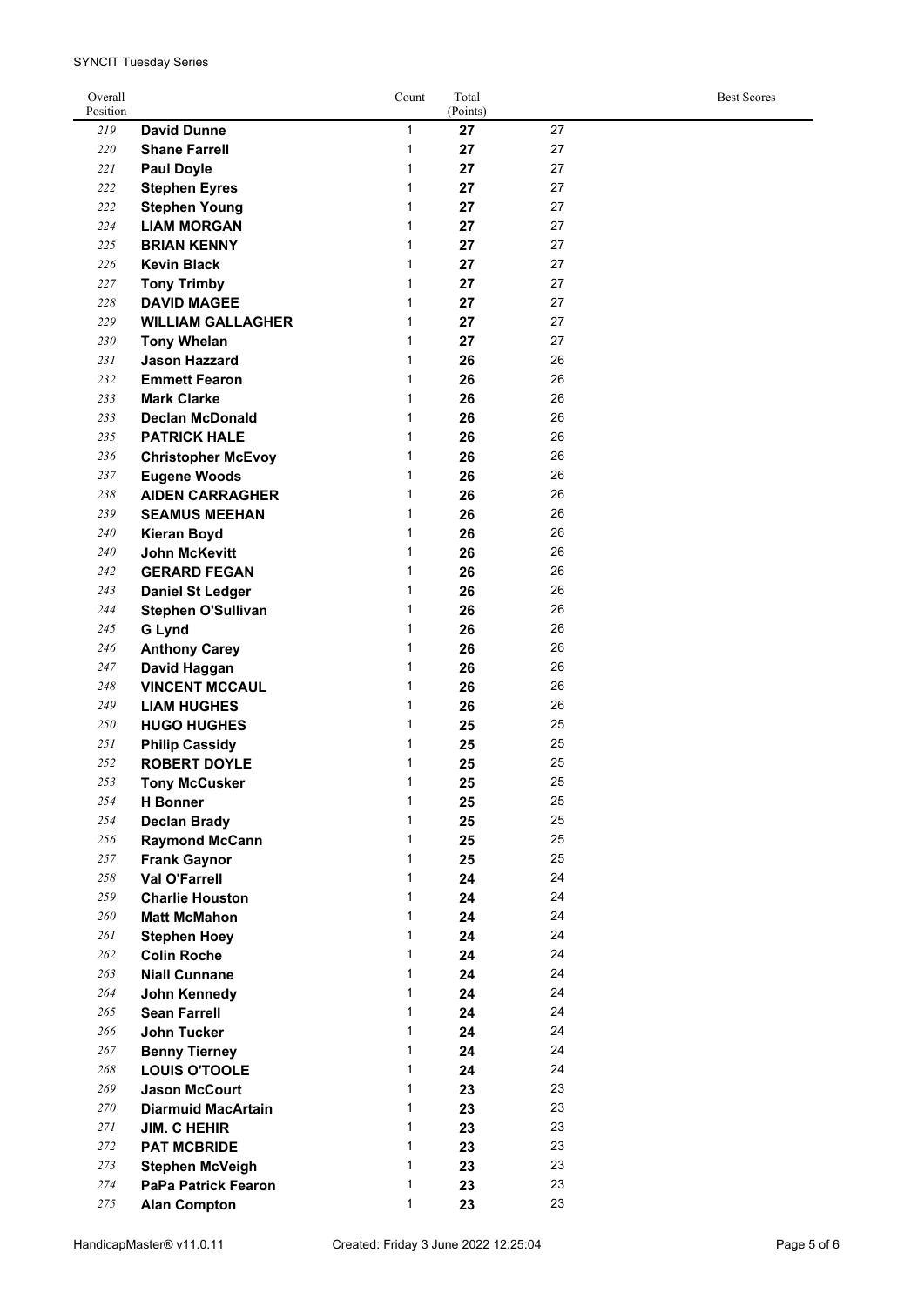| Overall Position | | Count | Total (Points) | Best Scores |
|---|---|---|---|---|
| 219 | **David Dunne** | 1 | **27** | 27 |
| 220 | **Shane Farrell** | 1 | **27** | 27 |
| 221 | **Paul Doyle** | 1 | **27** | 27 |
| 222 | **Stephen Eyres** | 1 | **27** | 27 |
| 222 | **Stephen Young** | 1 | **27** | 27 |
| 224 | **LIAM MORGAN** | 1 | **27** | 27 |
| 225 | **BRIAN KENNY** | 1 | **27** | 27 |
| 226 | **Kevin Black** | 1 | **27** | 27 |
| 227 | **Tony Trimby** | 1 | **27** | 27 |
| 228 | **DAVID MAGEE** | 1 | **27** | 27 |
| 229 | **WILLIAM GALLAGHER** | 1 | **27** | 27 |
| 230 | **Tony Whelan** | 1 | **27** | 27 |
| 231 | **Jason Hazzard** | 1 | **26** | 26 |
| 232 | **Emmett Fearon** | 1 | **26** | 26 |
| 233 | **Mark Clarke** | 1 | **26** | 26 |
| 233 | **Declan McDonald** | 1 | **26** | 26 |
| 235 | **PATRICK HALE** | 1 | **26** | 26 |
| 236 | **Christopher McEvoy** | 1 | **26** | 26 |
| 237 | **Eugene Woods** | 1 | **26** | 26 |
| 238 | **AIDEN CARRAGHER** | 1 | **26** | 26 |
| 239 | **SEAMUS MEEHAN** | 1 | **26** | 26 |
| 240 | **Kieran Boyd** | 1 | **26** | 26 |
| 240 | **John McKevitt** | 1 | **26** | 26 |
| 242 | **GERARD FEGAN** | 1 | **26** | 26 |
| 243 | **Daniel St Ledger** | 1 | **26** | 26 |
| 244 | **Stephen O'Sullivan** | 1 | **26** | 26 |
| 245 | **G Lynd** | 1 | **26** | 26 |
| 246 | **Anthony Carey** | 1 | **26** | 26 |
| 247 | **David Haggan** | 1 | **26** | 26 |
| 248 | **VINCENT MCCAUL** | 1 | **26** | 26 |
| 249 | **LIAM HUGHES** | 1 | **26** | 26 |
| 250 | **HUGO HUGHES** | 1 | **25** | 25 |
| 251 | **Philip Cassidy** | 1 | **25** | 25 |
| 252 | **ROBERT DOYLE** | 1 | **25** | 25 |
| 253 | **Tony McCusker** | 1 | **25** | 25 |
| 254 | **H Bonner** | 1 | **25** | 25 |
| 254 | **Declan Brady** | 1 | **25** | 25 |
| 256 | **Raymond McCann** | 1 | **25** | 25 |
| 257 | **Frank Gaynor** | 1 | **25** | 25 |
| 258 | **Val O'Farrell** | 1 | **24** | 24 |
| 259 | **Charlie Houston** | 1 | **24** | 24 |
| 260 | **Matt McMahon** | 1 | **24** | 24 |
| 261 | **Stephen Hoey** | 1 | **24** | 24 |
| 262 | **Colin Roche** | 1 | **24** | 24 |
| 263 | **Niall Cunnane** | 1 | **24** | 24 |
| 264 | **John Kennedy** | 1 | **24** | 24 |
| 265 | **Sean Farrell** | 1 | **24** | 24 |
| 266 | **John Tucker** | 1 | **24** | 24 |
| 267 | **Benny Tierney** | 1 | **24** | 24 |
| 268 | **LOUIS O'TOOLE** | 1 | **24** | 24 |
| 269 | **Jason McCourt** | 1 | **23** | 23 |
| 270 | **Diarmuid MacArtain** | 1 | **23** | 23 |
| 271 | **JIM. C HEHIR** | 1 | **23** | 23 |
| 272 | **PAT MCBRIDE** | 1 | **23** | 23 |
| 273 | **Stephen McVeigh** | 1 | **23** | 23 |
| 274 | **PaPa Patrick Fearon** | 1 | **23** | 23 |
| 275 | **Alan Compton** | 1 | **23** | 23 |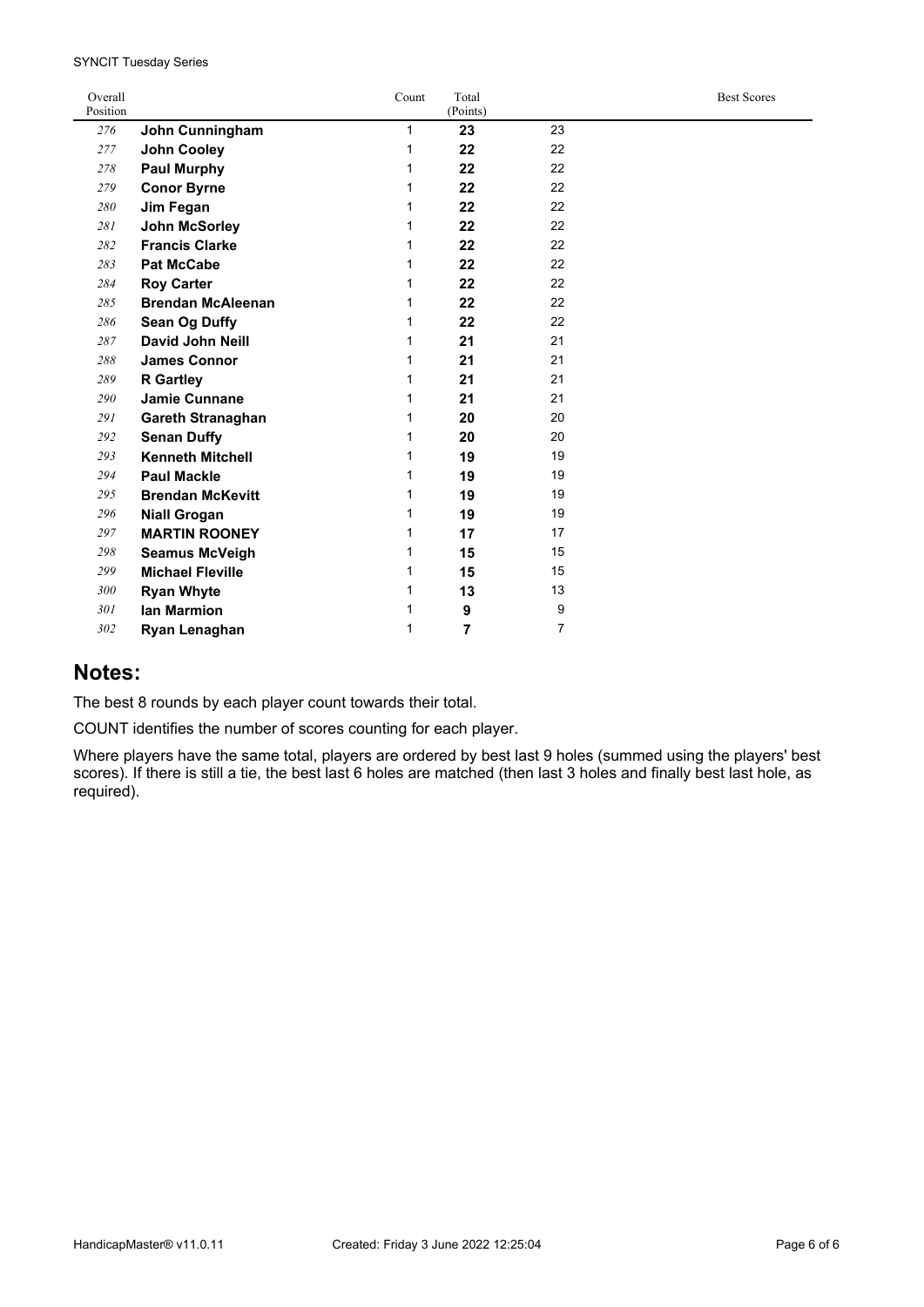| Overall Position | | Count | Total (Points) | Best Scores |
|---|---|---|---|---|
| 276 | **John Cunningham** | 1 | **23** | 23 |
| 277 | **John Cooley** | 1 | **22** | 22 |
| 278 | **Paul Murphy** | 1 | **22** | 22 |
| 279 | **Conor Byrne** | 1 | **22** | 22 |
| 280 | **Jim Fegan** | 1 | **22** | 22 |
| 281 | **John McSorley** | 1 | **22** | 22 |
| 282 | **Francis Clarke** | 1 | **22** | 22 |
| 283 | **Pat McCabe** | 1 | **22** | 22 |
| 284 | **Roy Carter** | 1 | **22** | 22 |
| 285 | **Brendan McAleenan** | 1 | **22** | 22 |
| 286 | **Sean Og Duffy** | 1 | **22** | 22 |
| 287 | **David John Neill** | 1 | **21** | 21 |
| 288 | **James Connor** | 1 | **21** | 21 |
| 289 | **R Gartley** | 1 | **21** | 21 |
| 290 | **Jamie Cunnane** | 1 | **21** | 21 |
| 291 | **Gareth Stranaghan** | 1 | **20** | 20 |
| 292 | **Senan Duffy** | 1 | **20** | 20 |
| 293 | **Kenneth Mitchell** | 1 | **19** | 19 |
| 294 | **Paul Mackle** | 1 | **19** | 19 |
| 295 | **Brendan McKevitt** | 1 | **19** | 19 |
| 296 | **Niall Grogan** | 1 | **19** | 19 |
| 297 | **MARTIN ROONEY** | 1 | **17** | 17 |
| 298 | **Seamus McVeigh** | 1 | **15** | 15 |
| 299 | **Michael Fleville** | 1 | **15** | 15 |
| 300 | **Ryan Whyte** | 1 | **13** | 13 |
| 301 | **Ian Marmion** | 1 | **9** | 9 |
| 302 | **Ryan Lenaghan** | 1 | **7** | 7 |

## Notes:

The best 8 rounds by each player count towards their total.

COUNT identifies the number of scores counting for each player.

Where players have the same total, players are ordered by best last 9 holes (summed using the players' best scores). If there is still a tie, the best last 6 holes are matched (then last 3 holes and finally best last hole, as required).